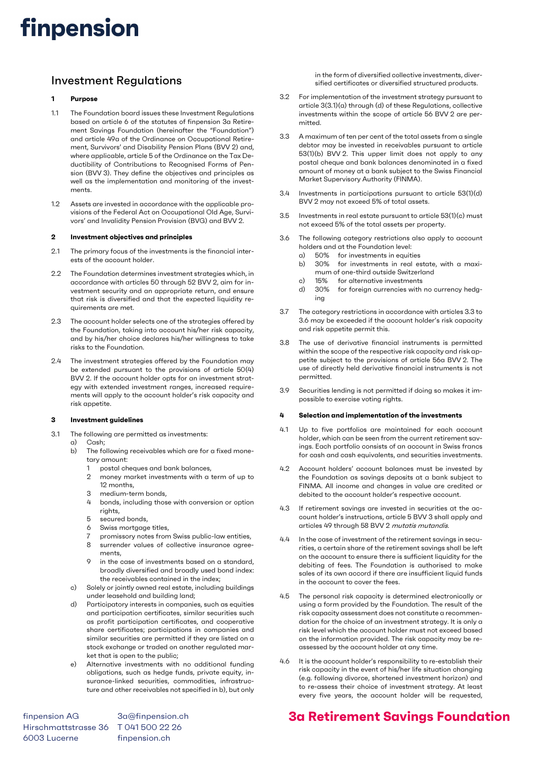# finpension

## Investment Regulations

### 1 Purpose

1.1 The Foundation board issues these Investment Regulations based on article 6 of the statutes of finpension 3a Retirement Savings Foundation (hereinafter the "Foundation") and article 49a of the Ordinance on Occupational Retirement, Survivors' and Disability Pension Plans (BVV 2) and, where applicable, article 5 of the Ordinance on the Tax Deductibility of Contributions to Recognised Forms of Pension (BVV 3). They define the objectives and principles as well as the implementation and monitoring of the investments.

1.2 Assets are invested in accordance with the applicable provisions of the Federal Act on Occupational Old Age, Survivors' and Invalidity Pension Provision (BVG) and BVV 2.

### 2 Investment objectives and principles

2.1 The primary focus of the investments is the financial interests of the account holder.

2.2 The Foundation determines investment strategies which, in accordance with articles 50 through 52 BVV 2, aim for investment security and an appropriate return, and ensure that risk is diversified and that the expected liquidity requirements are met.

2.3 The account holder selects one of the strategies offered by the Foundation, taking into account his/her risk capacity, and by his/her choice declares his/her willingness to take risks to the Foundation.

2.4 The investment strategies offered by the Foundation may be extended pursuant to the provisions of article 50(4) BVV 2. If the account holder opts for an investment strategy with extended investment ranges, increased requirements will apply to the account holder's risk capacity and risk appetite.

### 3 Investment guidelines

3.1 The following are permitted as investments:
- a) Cash;
- b) The following receivables which are for a fixed monetary amount:
  1. postal cheques and bank balances,
  2. money market investments with a term of up to 12 months,
  3. medium-term bonds,
  4. bonds, including those with conversion or option rights,
  5. secured bonds,
  6. Swiss mortgage titles,
  7. promissory notes from Swiss public-law entities,
  8. surrender values of collective insurance agreements,
  9. in the case of investments based on a standard, broadly diversified and broadly used bond index: the receivables contained in the index;
- c) Solely or jointly owned real estate, including buildings under leasehold and building land;
- d) Participatory interests in companies, such as equities and participation certificates, similar securities such as profit participation certificates, and cooperative share certificates; participations in companies and similar securities are permitted if they are listed on a stock exchange or traded on another regulated market that is open to the public;
- e) Alternative investments with no additional funding obligations, such as hedge funds, private equity, insurance-linked securities, commodities, infrastructure and other receivables not specified in b), but only in the form of diversified collective investments, diversified certificates or diversified structured products.

3.2 For implementation of the investment strategy pursuant to article 3(3.1)(a) through (d) of these Regulations, collective investments within the scope of article 56 BVV 2 are permitted.

3.3 A maximum of ten per cent of the total assets from a single debtor may be invested in receivables pursuant to article 53(1)(b) BVV 2. This upper limit does not apply to any postal cheque and bank balances denominated in a fixed amount of money at a bank subject to the Swiss Financial Market Supervisory Authority (FINMA).

3.4 Investments in participations pursuant to article 53(1)(d) BVV 2 may not exceed 5% of total assets.

3.5 Investments in real estate pursuant to article 53(1)(c) must not exceed 5% of the total assets per property.

3.6 The following category restrictions also apply to account holders and at the Foundation level:
- a) 50% for investments in equities
- b) 30% for investments in real estate, with a maximum of one-third outside Switzerland
- c) 15% for alternative investments
- d) 30% for foreign currencies with no currency hedging

3.7 The category restrictions in accordance with articles 3.3 to 3.6 may be exceeded if the account holder's risk capacity and risk appetite permit this.

3.8 The use of derivative financial instruments is permitted within the scope of the respective risk capacity and risk appetite subject to the provisions of article 56a BVV 2. The use of directly held derivative financial instruments is not permitted.

3.9 Securities lending is not permitted if doing so makes it impossible to exercise voting rights.

### 4 Selection and implementation of the investments

4.1 Up to five portfolios are maintained for each account holder, which can be seen from the current retirement savings. Each portfolio consists of an account in Swiss francs for cash and cash equivalents, and securities investments.

4.2 Account holders' account balances must be invested by the Foundation as savings deposits at a bank subject to FINMA. All income and changes in value are credited or debited to the account holder's respective account.

4.3 If retirement savings are invested in securities at the account holder's instructions, article 5 BVV 3 shall apply and articles 49 through 58 BVV 2 *mutatis mutandis.*

4.4 In the case of investment of the retirement savings in securities, a certain share of the retirement savings shall be left on the account to ensure there is sufficient liquidity for the debiting of fees. The Foundation is authorised to make sales of its own accord if there are insufficient liquid funds in the account to cover the fees.

4.5 The personal risk capacity is determined electronically or using a form provided by the Foundation. The result of the risk capacity assessment does not constitute a recommendation for the choice of an investment strategy. It is only a risk level which the account holder must not exceed based on the information provided. The risk capacity may be reassessed by the account holder at any time.

4.6 It is the account holder's responsibility to re-establish their risk capacity in the event of his/her life situation changing (e.g. following divorce, shortened investment horizon) and to re-assess their choice of investment strategy. At least every five years, the account holder will be requested,

finpension AG
Hirschmattstrasse 36
6003 Lucerne

3a@finpension.ch
T 041 500 22 26
finpension.ch

**3a Retirement Savings Foundation**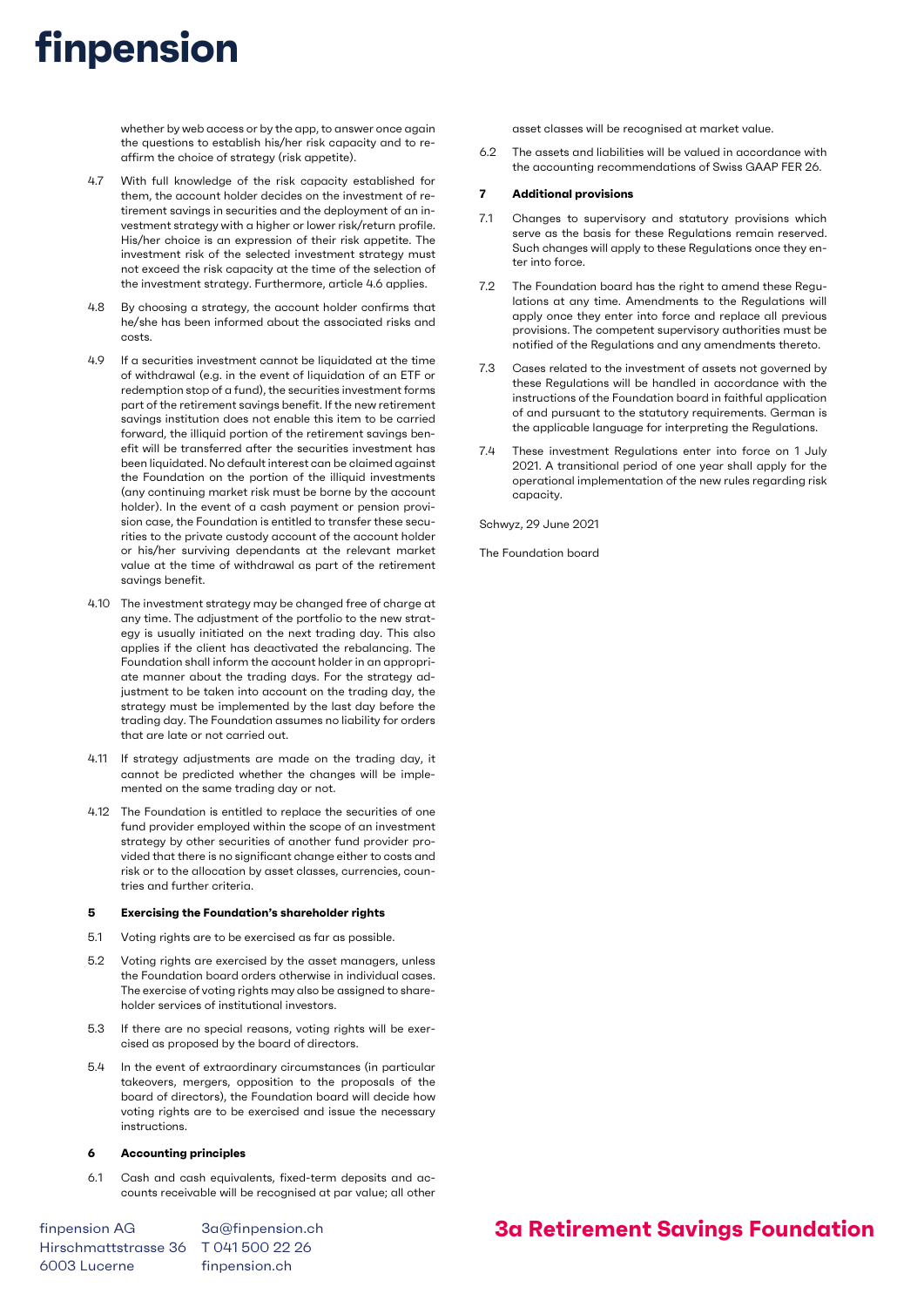whether by web access or by the app, to answer once again the questions to establish his/her risk capacity and to reaffirm the choice of strategy (risk appetite).

4.7 With full knowledge of the risk capacity established for them, the account holder decides on the investment of retirement savings in securities and the deployment of an investment strategy with a higher or lower risk/return profile. His/her choice is an expression of their risk appetite. The investment risk of the selected investment strategy must not exceed the risk capacity at the time of the selection of the investment strategy. Furthermore, article 4.6 applies.

4.8 By choosing a strategy, the account holder confirms that he/she has been informed about the associated risks and costs.

4.9 If a securities investment cannot be liquidated at the time of withdrawal (e.g. in the event of liquidation of an ETF or redemption stop of a fund), the securities investment forms part of the retirement savings benefit. If the new retirement savings institution does not enable this item to be carried forward, the illiquid portion of the retirement savings benefit will be transferred after the securities investment has been liquidated. No default interest can be claimed against the Foundation on the portion of the illiquid investments (any continuing market risk must be borne by the account holder). In the event of a cash payment or pension provision case, the Foundation is entitled to transfer these securities to the private custody account of the account holder or his/her surviving dependants at the relevant market value at the time of withdrawal as part of the retirement savings benefit.

4.10 The investment strategy may be changed free of charge at any time. The adjustment of the portfolio to the new strategy is usually initiated on the next trading day. This also applies if the client has deactivated the rebalancing. The Foundation shall inform the account holder in an appropriate manner about the trading days. For the strategy adjustment to be taken into account on the trading day, the strategy must be implemented by the last day before the trading day. The Foundation assumes no liability for orders that are late or not carried out.

4.11 If strategy adjustments are made on the trading day, it cannot be predicted whether the changes will be implemented on the same trading day or not.

4.12 The Foundation is entitled to replace the securities of one fund provider employed within the scope of an investment strategy by other securities of another fund provider provided that there is no significant change either to costs and risk or to the allocation by asset classes, currencies, countries and further criteria.

### 5 Exercising the Foundation's shareholder rights

5.1 Voting rights are to be exercised as far as possible.

5.2 Voting rights are exercised by the asset managers, unless the Foundation board orders otherwise in individual cases. The exercise of voting rights may also be assigned to shareholder services of institutional investors.

5.3 If there are no special reasons, voting rights will be exercised as proposed by the board of directors.

5.4 In the event of extraordinary circumstances (in particular takeovers, mergers, opposition to the proposals of the board of directors), the Foundation board will decide how voting rights are to be exercised and issue the necessary instructions.

### 6 Accounting principles

6.1 Cash and cash equivalents, fixed-term deposits and accounts receivable will be recognised at par value; all other asset classes will be recognised at market value.

6.2 The assets and liabilities will be valued in accordance with the accounting recommendations of Swiss GAAP FER 26.

### 7 Additional provisions

7.1 Changes to supervisory and statutory provisions which serve as the basis for these Regulations remain reserved. Such changes will apply to these Regulations once they enter into force.

7.2 The Foundation board has the right to amend these Regulations at any time. Amendments to the Regulations will apply once they enter into force and replace all previous provisions. The competent supervisory authorities must be notified of the Regulations and any amendments thereto.

7.3 Cases related to the investment of assets not governed by these Regulations will be handled in accordance with the instructions of the Foundation board in faithful application of and pursuant to the statutory requirements. German is the applicable language for interpreting the Regulations.

7.4 These investment Regulations enter into force on 1 July 2021. A transitional period of one year shall apply for the operational implementation of the new rules regarding risk capacity.

Schwyz, 29 June 2021

The Foundation board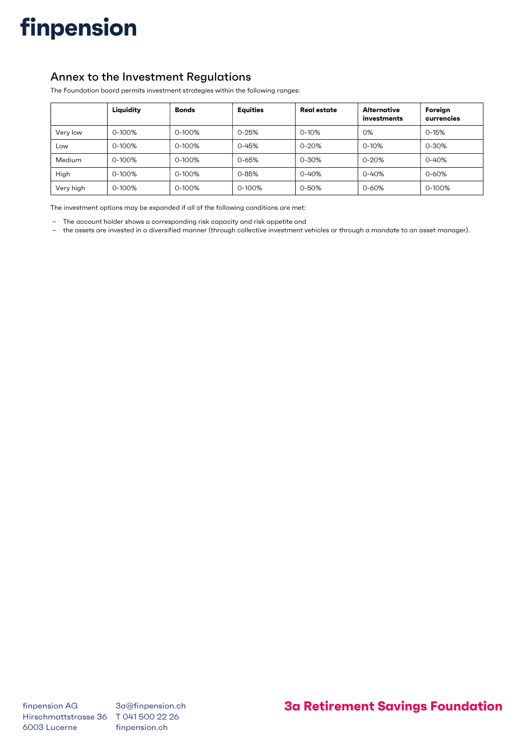## Annex to the Investment Regulations

The Foundation board permits investment strategies within the following ranges:

| | Liquidity | Bonds | Equities | Real estate | Alternative investments | Foreign currencies |
|---|---|---|---|---|---|---|
| Very low | 0-100% | 0-100% | 0-25% | 0-10% | 0% | 0-15% |
| Low | 0-100% | 0-100% | 0-45% | 0-20% | 0-10% | 0-30% |
| Medium | 0-100% | 0-100% | 0-65% | 0-30% | 0-20% | 0-40% |
| High | 0-100% | 0-100% | 0-85% | 0-40% | 0-40% | 0-60% |
| Very high | 0-100% | 0-100% | 0-100% | 0-50% | 0-60% | 0-100% |

The investment options may be expanded if all of the following conditions are met:

- The account holder shows a corresponding risk capacity and risk appetite and
- the assets are invested in a diversified manner (through collective investment vehicles or through a mandate to an asset manager).